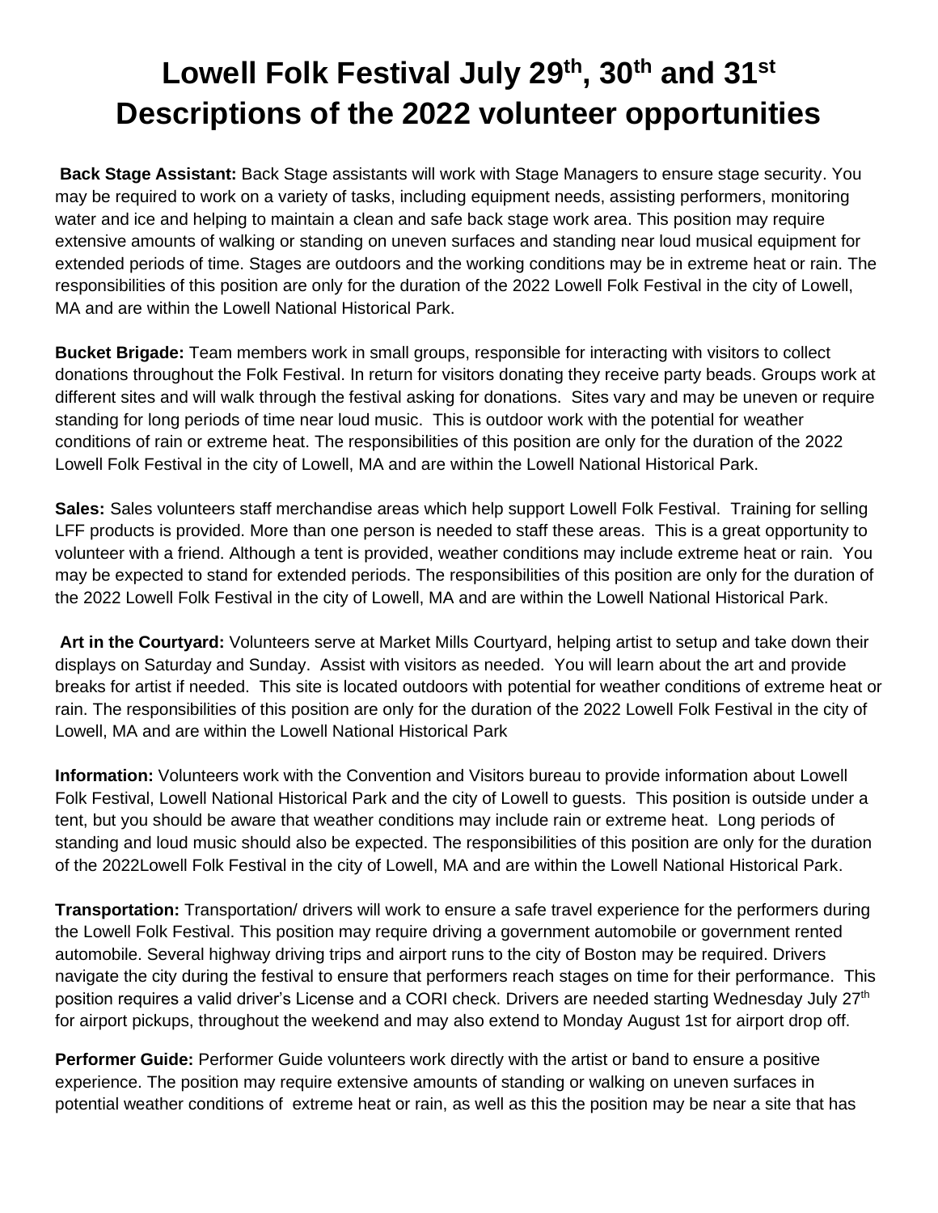# Lowell Folk Festival July 29th, 30th and 31st Descriptions of the 2022 volunteer opportunities

**Back Stage Assistant:** Back Stage assistants will work with Stage Managers to ensure stage security. You may be required to work on a variety of tasks, including equipment needs, assisting performers, monitoring water and ice and helping to maintain a clean and safe back stage work area. This position may require extensive amounts of walking or standing on uneven surfaces and standing near loud musical equipment for extended periods of time. Stages are outdoors and the working conditions may be in extreme heat or rain. The responsibilities of this position are only for the duration of the 2022 Lowell Folk Festival in the city of Lowell, MA and are within the Lowell National Historical Park.

**Bucket Brigade:** Team members work in small groups, responsible for interacting with visitors to collect donations throughout the Folk Festival. In return for visitors donating they receive party beads. Groups work at different sites and will walk through the festival asking for donations. Sites vary and may be uneven or require standing for long periods of time near loud music. This is outdoor work with the potential for weather conditions of rain or extreme heat. The responsibilities of this position are only for the duration of the 2022 Lowell Folk Festival in the city of Lowell, MA and are within the Lowell National Historical Park.

**Sales:** Sales volunteers staff merchandise areas which help support Lowell Folk Festival. Training for selling LFF products is provided. More than one person is needed to staff these areas. This is a great opportunity to volunteer with a friend. Although a tent is provided, weather conditions may include extreme heat or rain. You may be expected to stand for extended periods. The responsibilities of this position are only for the duration of the 2022 Lowell Folk Festival in the city of Lowell, MA and are within the Lowell National Historical Park.

**Art in the Courtyard:** Volunteers serve at Market Mills Courtyard, helping artist to setup and take down their displays on Saturday and Sunday. Assist with visitors as needed. You will learn about the art and provide breaks for artist if needed. This site is located outdoors with potential for weather conditions of extreme heat or rain. The responsibilities of this position are only for the duration of the 2022 Lowell Folk Festival in the city of Lowell, MA and are within the Lowell National Historical Park

**Information:** Volunteers work with the Convention and Visitors bureau to provide information about Lowell Folk Festival, Lowell National Historical Park and the city of Lowell to guests. This position is outside under a tent, but you should be aware that weather conditions may include rain or extreme heat. Long periods of standing and loud music should also be expected. The responsibilities of this position are only for the duration of the 2022Lowell Folk Festival in the city of Lowell, MA and are within the Lowell National Historical Park.

**Transportation:** Transportation/ drivers will work to ensure a safe travel experience for the performers during the Lowell Folk Festival. This position may require driving a government automobile or government rented automobile. Several highway driving trips and airport runs to the city of Boston may be required. Drivers navigate the city during the festival to ensure that performers reach stages on time for their performance. This position requires a valid driver's License and a CORI check. Drivers are needed starting Wednesday July 27th for airport pickups, throughout the weekend and may also extend to Monday August 1st for airport drop off.

**Performer Guide:** Performer Guide volunteers work directly with the artist or band to ensure a positive experience. The position may require extensive amounts of standing or walking on uneven surfaces in potential weather conditions of extreme heat or rain, as well as this the position may be near a site that has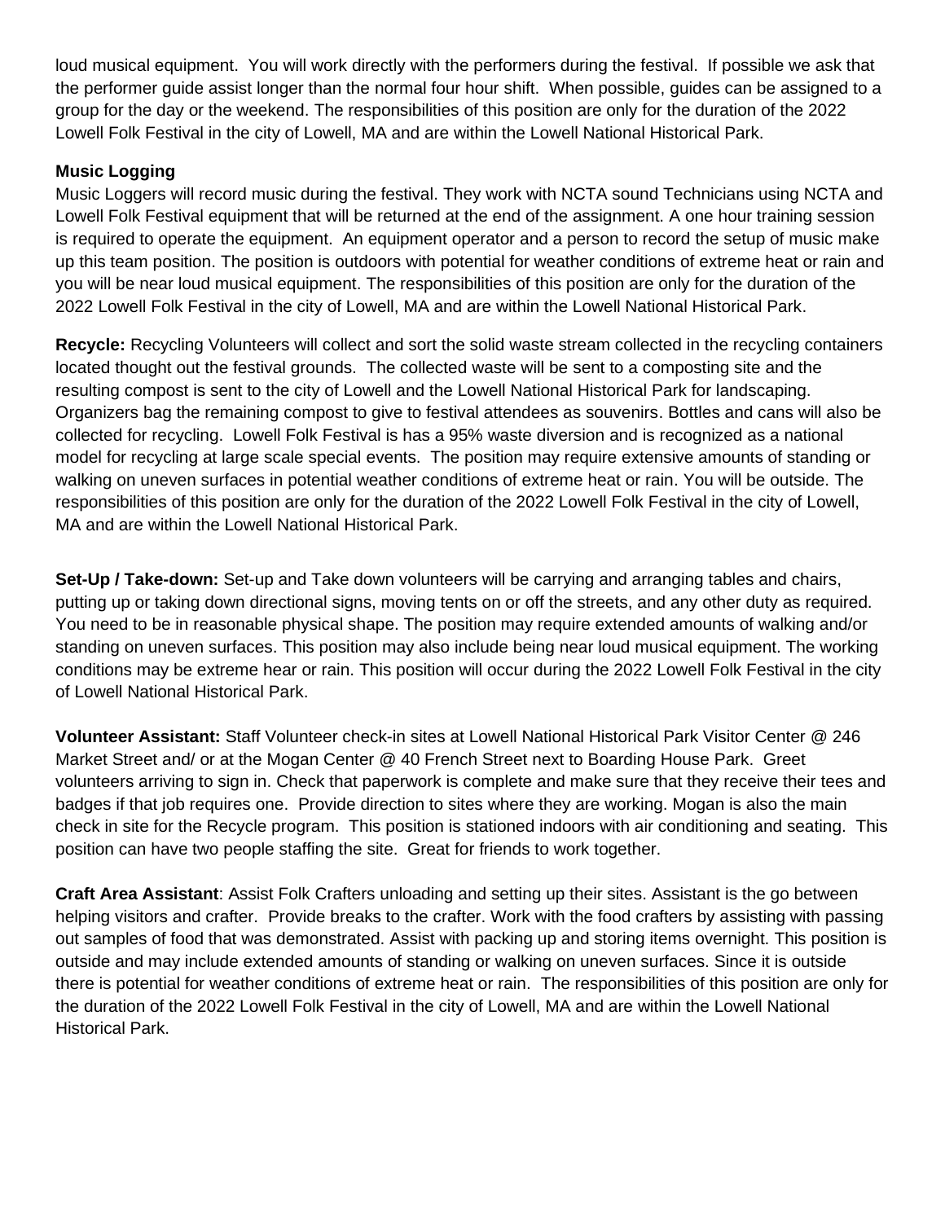loud musical equipment.  You will work directly with the performers during the festival.  If possible we ask that the performer guide assist longer than the normal four hour shift.  When possible, guides can be assigned to a group for the day or the weekend. The responsibilities of this position are only for the duration of the 2022 Lowell Folk Festival in the city of Lowell, MA and are within the Lowell National Historical Park.

**Music Logging**

Music Loggers will record music during the festival. They work with NCTA sound Technicians using NCTA and Lowell Folk Festival equipment that will be returned at the end of the assignment. A one hour training session is required to operate the equipment.  An equipment operator and a person to record the setup of music make up this team position. The position is outdoors with potential for weather conditions of extreme heat or rain and you will be near loud musical equipment. The responsibilities of this position are only for the duration of the 2022 Lowell Folk Festival in the city of Lowell, MA and are within the Lowell National Historical Park.

**Recycle:** Recycling Volunteers will collect and sort the solid waste stream collected in the recycling containers located thought out the festival grounds.  The collected waste will be sent to a composting site and the resulting compost is sent to the city of Lowell and the Lowell National Historical Park for landscaping.  Organizers bag the remaining compost to give to festival attendees as souvenirs. Bottles and cans will also be collected for recycling.  Lowell Folk Festival is has a 95% waste diversion and is recognized as a national model for recycling at large scale special events.  The position may require extensive amounts of standing or walking on uneven surfaces in potential weather conditions of extreme heat or rain. You will be outside. The responsibilities of this position are only for the duration of the 2022 Lowell Folk Festival in the city of Lowell, MA and are within the Lowell National Historical Park.

**Set-Up / Take-down:** Set-up and Take down volunteers will be carrying and arranging tables and chairs, putting up or taking down directional signs, moving tents on or off the streets, and any other duty as required. You need to be in reasonable physical shape. The position may require extended amounts of walking and/or standing on uneven surfaces. This position may also include being near loud musical equipment. The working conditions may be extreme hear or rain. This position will occur during the 2022 Lowell Folk Festival in the city of Lowell National Historical Park.

**Volunteer Assistant:** Staff Volunteer check-in sites at Lowell National Historical Park Visitor Center @ 246 Market Street and/ or at the Mogan Center @ 40 French Street next to Boarding House Park.  Greet volunteers arriving to sign in. Check that paperwork is complete and make sure that they receive their tees and badges if that job requires one.  Provide direction to sites where they are working. Mogan is also the main check in site for the Recycle program.  This position is stationed indoors with air conditioning and seating.  This position can have two people staffing the site.  Great for friends to work together.

**Craft Area Assistant**: Assist Folk Crafters unloading and setting up their sites. Assistant is the go between helping visitors and crafter.  Provide breaks to the crafter. Work with the food crafters by assisting with passing out samples of food that was demonstrated. Assist with packing up and storing items overnight. This position is outside and may include extended amounts of standing or walking on uneven surfaces. Since it is outside there is potential for weather conditions of extreme heat or rain.  The responsibilities of this position are only for the duration of the 2022 Lowell Folk Festival in the city of Lowell, MA and are within the Lowell National Historical Park.